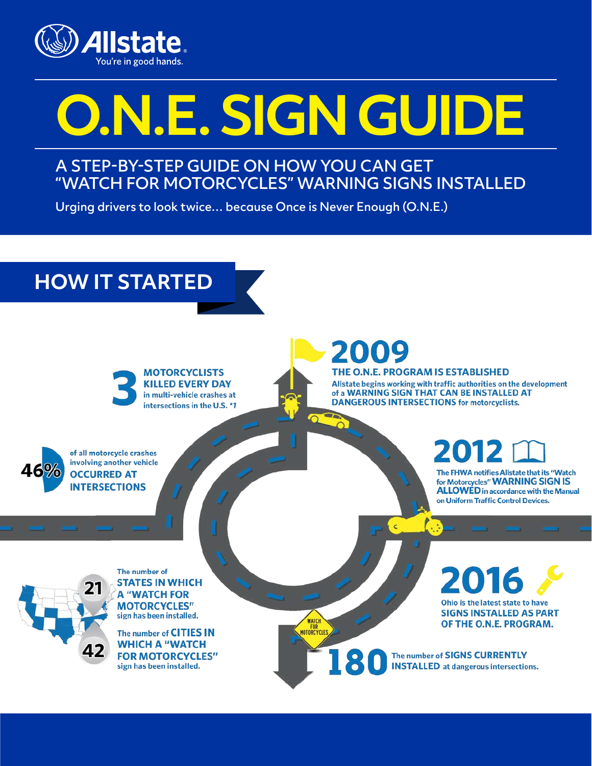Allstate
You're in good hands.

# O.N.E. SIGN GUIDE

## A STEP-BY-STEP GUIDE ON HOW YOU CAN GET "WATCH FOR MOTORCYCLES" WARNING SIGNS INSTALLED

Urging drivers to look twice… because Once is Never Enough (O.N.E.)

## HOW IT STARTED

**3 MOTORCYCLISTS KILLED EVERY DAY** in multi-vehicle crashes at intersections in the U.S. *1

**46%** of all motorcycle crashes involving another vehicle **OCCURRED AT INTERSECTIONS**

**21** The number of **STATES IN WHICH A "WATCH FOR MOTORCYCLES"** sign has been installed.

**42** The number of **CITIES IN WHICH A "WATCH FOR MOTORCYCLES"** sign has been installed.

### 2009

**THE O.N.E. PROGRAM IS ESTABLISHED**

Allstate begins working with traffic authorities on the development of a **WARNING SIGN THAT CAN BE INSTALLED AT DANGEROUS INTERSECTIONS** for motorcyclists.

### 2012

The FHWA notifies Allstate that its "Watch for Motorcycles" **WARNING SIGN IS ALLOWED** in accordance with the Manual on Uniform Traffic Control Devices.

### 2016

Ohio is the latest state to have **SIGNS INSTALLED AS PART OF THE O.N.E. PROGRAM.**

WATCH FOR MOTORCYCLES

**180** The number of **SIGNS CURRENTLY INSTALLED** at dangerous intersections.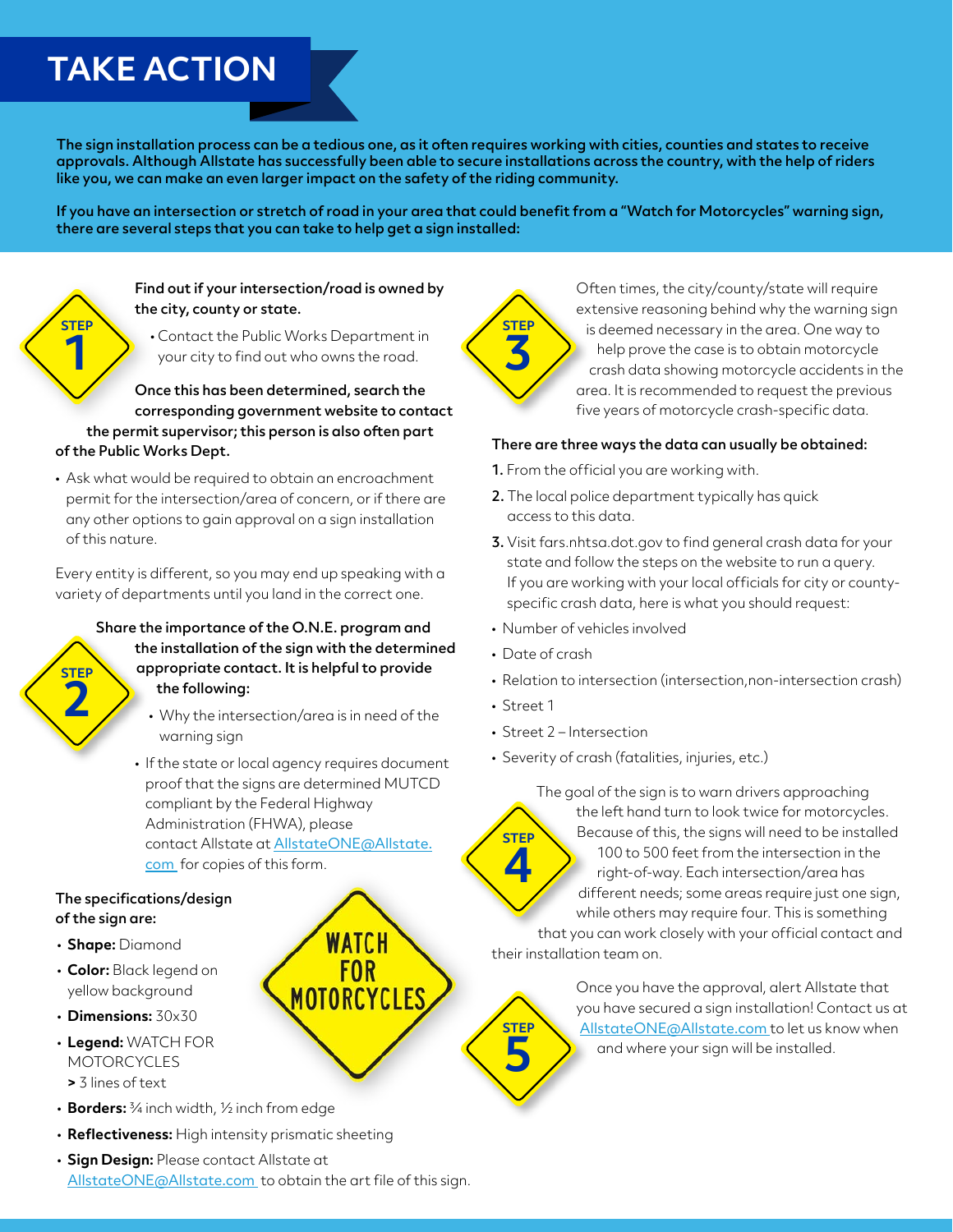# TAKE ACTION

**The sign installation process can be a tedious one, as it often requires working with cities, counties and states to receive approvals. Although Allstate has successfully been able to secure installations across the country, with the help of riders like you, we can make an even larger impact on the safety of the riding community.**

**If you have an intersection or stretch of road in your area that could benefit from a "Watch for Motorcycles" warning sign, there are several steps that you can take to help get a sign installed:**

## STEP 1

**Find out if your intersection/road is owned by the city, county or state.**

- Contact the Public Works Department in your city to find out who owns the road.

**Once this has been determined, search the corresponding government website to contact the permit supervisor; this person is also often part of the Public Works Dept.**

- Ask what would be required to obtain an encroachment permit for the intersection/area of concern, or if there are any other options to gain approval on a sign installation of this nature.

Every entity is different, so you may end up speaking with a variety of departments until you land in the correct one.

## STEP 2

**Share the importance of the O.N.E. program and the installation of the sign with the determined appropriate contact. It is helpful to provide the following:**

- Why the intersection/area is in need of the warning sign
- If the state or local agency requires document proof that the signs are determined MUTCD compliant by the Federal Highway Administration (FHWA), please contact Allstate at AllstateONE@Allstate.com for copies of this form.

**The specifications/design of the sign are:**

- **Shape:** Diamond
- **Color:** Black legend on yellow background
- **Dimensions:** 30x30
- **Legend:** WATCH FOR MOTORCYCLES
  > 3 lines of text
- **Borders:** ¾ inch width, ½ inch from edge
- **Reflectiveness:** High intensity prismatic sheeting
- **Sign Design:** Please contact Allstate at AllstateONE@Allstate.com to obtain the art file of this sign.

WATCH FOR MOTORCYCLES

## STEP 3

Often times, the city/county/state will require extensive reasoning behind why the warning sign is deemed necessary in the area. One way to help prove the case is to obtain motorcycle crash data showing motorcycle accidents in the area. It is recommended to request the previous five years of motorcycle crash-specific data.

**There are three ways the data can usually be obtained:**

1. From the official you are working with.
2. The local police department typically has quick access to this data.
3. Visit fars.nhtsa.dot.gov to find general crash data for your state and follow the steps on the website to run a query. If you are working with your local officials for city or county-specific crash data, here is what you should request:

- Number of vehicles involved
- Date of crash
- Relation to intersection (intersection,non-intersection crash)
- Street 1
- Street 2 – Intersection
- Severity of crash (fatalities, injuries, etc.)

## STEP 4

The goal of the sign is to warn drivers approaching the left hand turn to look twice for motorcycles. Because of this, the signs will need to be installed 100 to 500 feet from the intersection in the right-of-way. Each intersection/area has different needs; some areas require just one sign, while others may require four. This is something that you can work closely with your official contact and their installation team on.

## STEP 5

Once you have the approval, alert Allstate that you have secured a sign installation! Contact us at AllstateONE@Allstate.com to let us know when and where your sign will be installed.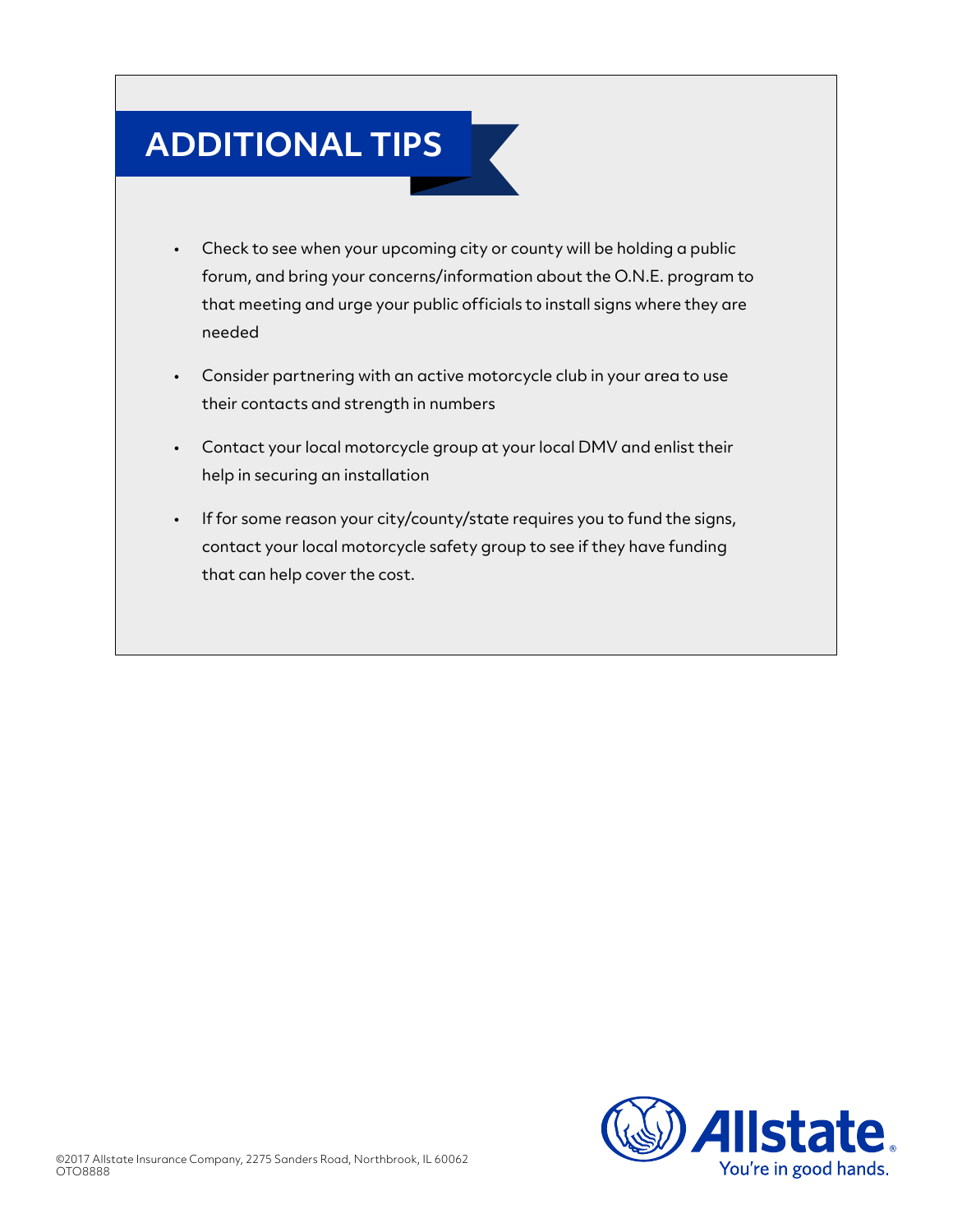## ADDITIONAL TIPS

- Check to see when your upcoming city or county will be holding a public forum, and bring your concerns/information about the O.N.E. program to that meeting and urge your public officials to install signs where they are needed
- Consider partnering with an active motorcycle club in your area to use their contacts and strength in numbers
- Contact your local motorcycle group at your local DMV and enlist their help in securing an installation
- If for some reason your city/county/state requires you to fund the signs, contact your local motorcycle safety group to see if they have funding that can help cover the cost.

©2017 Allstate Insurance Company, 2275 Sanders Road, Northbrook, IL 60062
OTO8888

Allstate. You're in good hands.